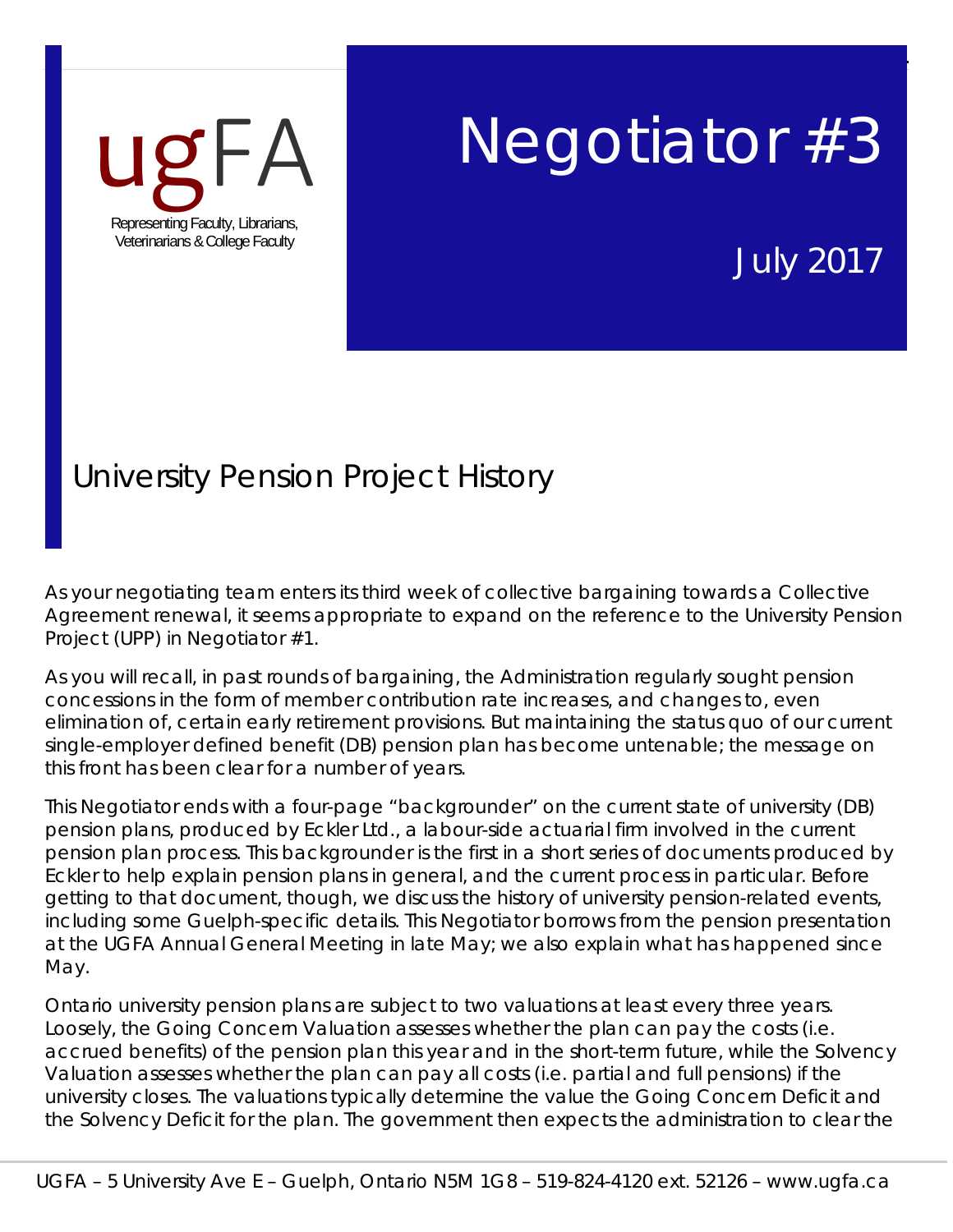ugFA

Representing Faculty, Librarians, Veterinarians & College Faculty

# Negotiator #3

July 2017

## University Pension Project History

As your negotiating team enters its third week of collective bargaining towards a Collective Agreement renewal, it seems appropriate to expand on the reference to the University Pension Project (UPP) in Negotiator #1.

As you will recall, in past rounds of bargaining, the Administration regularly sought pension concessions in the form of member contribution rate increases, and changes to, even elimination of, certain early retirement provisions. But maintaining the status quo of our current single-employer defined benefit (DB) pension plan has become untenable; the message on this front has been clear for a number of years.

This Negotiator ends with a four-page "backgrounder" on the current state of university (DB) pension plans, produced by Eckler Ltd., a labour-side actuarial firm involved in the current pension plan process. This backgrounder is the first in a short series of documents produced by Eckler to help explain pension plans in general, and the current process in particular. Before getting to that document, though, we discuss the history of university pension-related events, including some Guelph-specific details. This Negotiator borrows from the pension presentation at the UGFA Annual General Meeting in late May; we also explain what has happened since May.

Ontario university pension plans are subject to two valuations at least every three years. Loosely, the Going Concern Valuation assesses whether the plan can pay the costs (i.e. accrued benefits) of the pension plan this year and in the short-term future, while the Solvency Valuation assesses whether the plan can pay all costs (i.e. partial and full pensions) if the university closes. The valuations typically determine the value the Going Concern Deficit and the Solvency Deficit for the plan. The government then expects the administration to clear the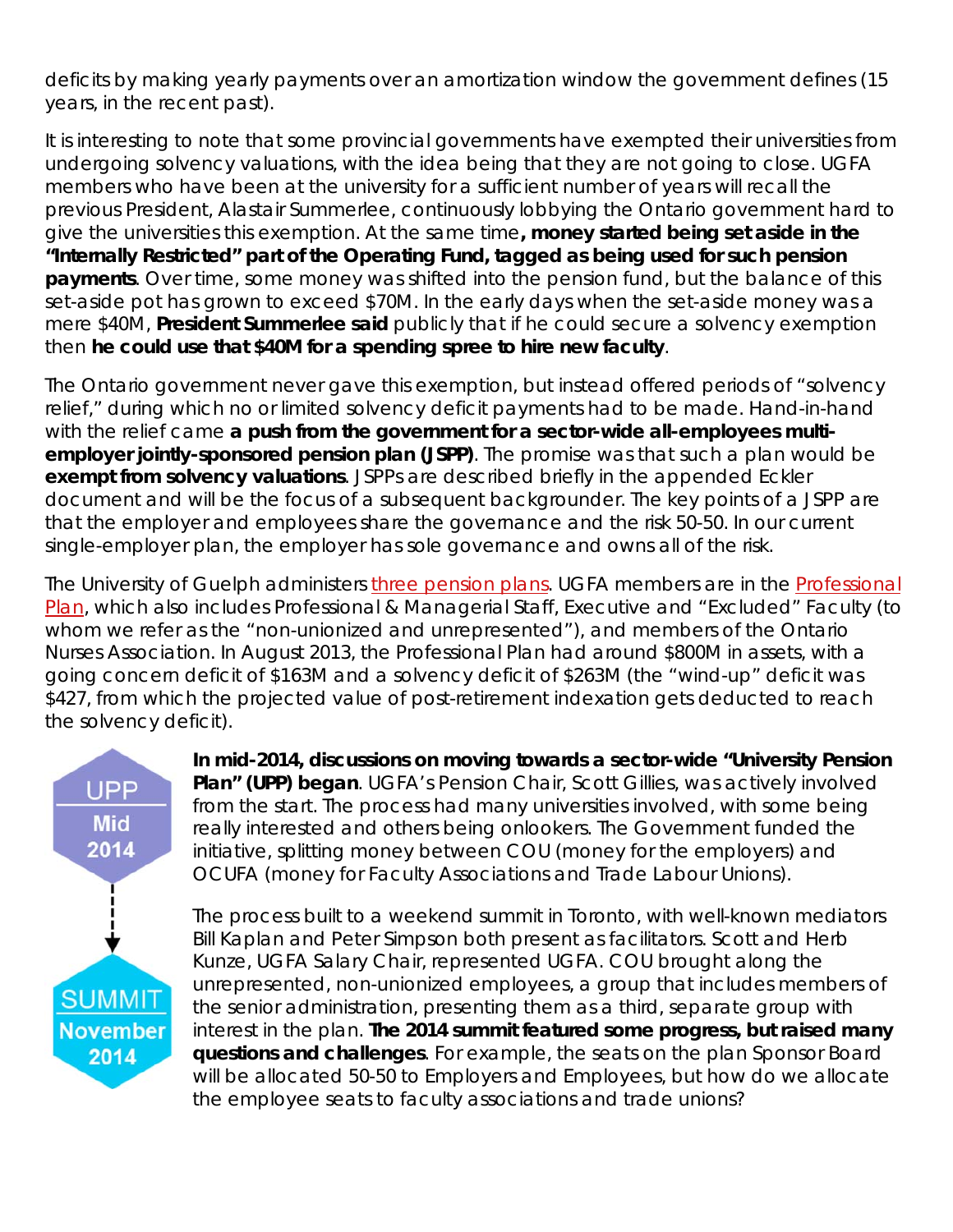deficits by making yearly payments over an amortization window the government defines (15 years, in the recent past).

It is interesting to note that some provincial governments have exempted their universities from undergoing solvency valuations, with the idea being that they are not going to close. UGFA members who have been at the university for a sufficient number of years will recall the previous President, Alastair Summerlee, continuously lobbying the Ontario government hard to give the universities this exemption. At the same time**, money started being set aside in the "Internally Restricted" part of the Operating Fund, tagged as being used for such pension payments**. Over time, some money was shifted into the pension fund, but the balance of this set-aside pot has grown to exceed $70M. In the early days when the set-aside money was a mere $40M, **President Summerlee said** publicly that if he could secure a solvency exemption then **he could use that $40M for a spending spree to hire new faculty**.

The Ontario government never gave this exemption, but instead offered periods of "solvency relief," during which no or limited solvency deficit payments had to be made. Hand-in-hand with the relief came **a push from the government for a sector-wide all-employees multi-employer jointly-sponsored pension plan (JSPP)**. The promise was that such a plan would be **exempt from solvency valuations**. JSPPs are described briefly in the appended Eckler document and will be the focus of a subsequent backgrounder. The key points of a JSPP are that the employer and employees share the governance and the risk 50-50. In our current single-employer plan, the employer has sole governance and owns all of the risk.

The University of Guelph administers three pension plans. UGFA members are in the Professional Plan, which also includes Professional & Managerial Staff, Executive and "Excluded" Faculty (to whom we refer as the "non-unionized and unrepresented"), and members of the Ontario Nurses Association. In August 2013, the Professional Plan had around $800M in assets, with a going concern deficit of $163M and a solvency deficit of $263M (the "wind-up" deficit was $427, from which the projected value of post-retirement indexation gets deducted to reach the solvency deficit).

UPP
Mid 2014

SUMMIT
November 2014

**In mid-2014, discussions on moving towards a sector-wide "University Pension Plan" (UPP) began**. UGFA's Pension Chair, Scott Gillies, was actively involved from the start. The process had many universities involved, with some being really interested and others being onlookers. The Government funded the initiative, splitting money between COU (money for the employers) and OCUFA (money for Faculty Associations and Trade Labour Unions).

The process built to a weekend summit in Toronto, with well-known mediators Bill Kaplan and Peter Simpson both present as facilitators. Scott and Herb Kunze, UGFA Salary Chair, represented UGFA. COU brought along the unrepresented, non-unionized employees, a group that includes members of the senior administration, presenting them as a third, separate group with interest in the plan. **The 2014 summit featured some progress, but raised many questions and challenges**. For example, the seats on the plan Sponsor Board will be allocated 50-50 to Employers and Employees, but how do we allocate the employee seats to faculty associations and trade unions?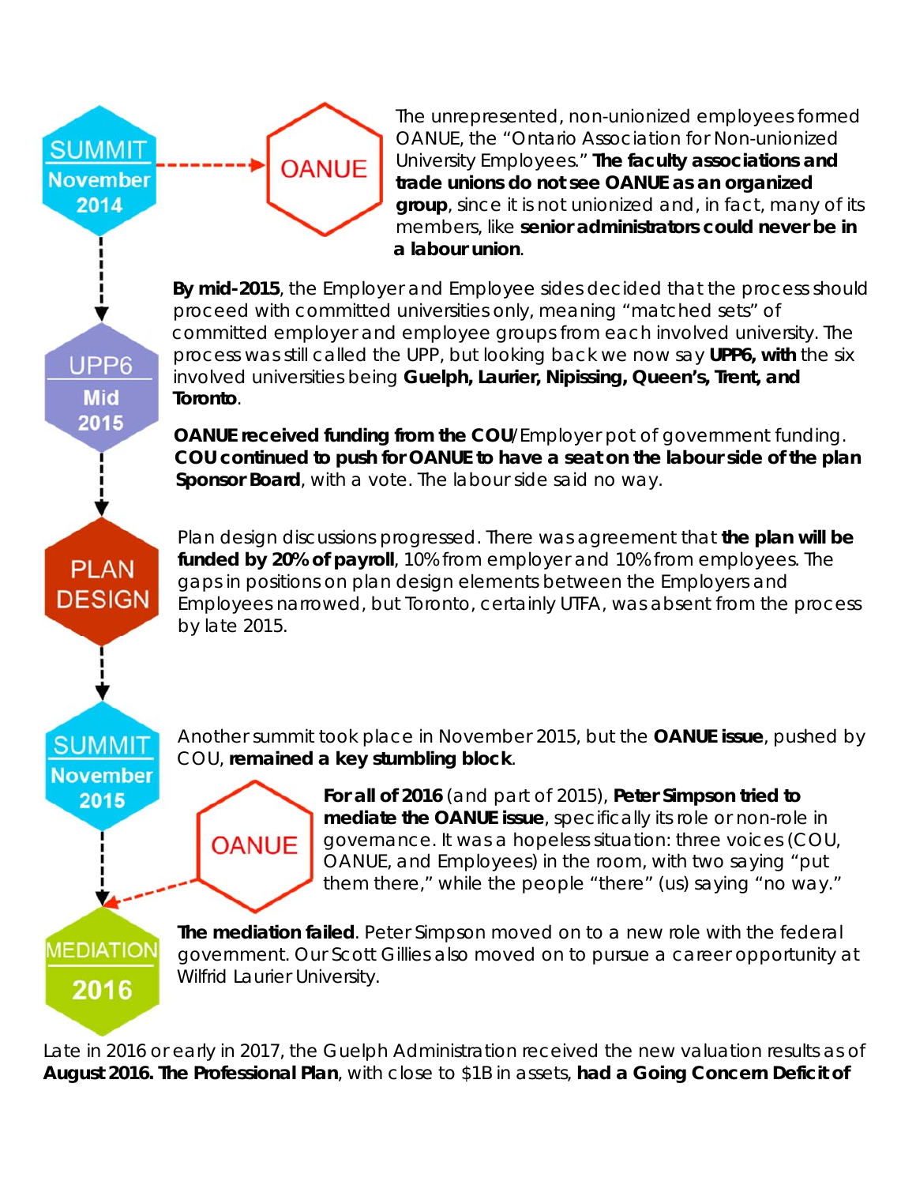**SUMMIT November 2014** → **OANUE**

The unrepresented, non-unionized employees formed OANUE, the "Ontario Association for Non-unionized University Employees." **The faculty associations and trade unions do not see OANUE as an organized group**, since it is not unionized and, in fact, many of its members, like **senior administrators could never be in a labour union**.

**UPP6 Mid 2015**

**By mid-2015**, the Employer and Employee sides decided that the process should proceed with committed universities only, meaning "matched sets" of committed employer and employee groups from each involved university. The process was still called the UPP, but looking back we now say **UPP6, with** the six involved universities being **Guelph, Laurier, Nipissing, Queen's, Trent, and Toronto**.

**OANUE received funding from the COU**/Employer pot of government funding. **COU continued to push for OANUE to have a seat on the labour side of the plan Sponsor Board**, with a vote. The labour side said no way.

**PLAN DESIGN**

Plan design discussions progressed. There was agreement that **the plan will be funded by 20% of payroll**, 10% from employer and 10% from employees. The gaps in positions on plan design elements between the Employers and Employees narrowed, but Toronto, certainly UTFA, was absent from the process by late 2015.

**SUMMIT November 2015**

Another summit took place in November 2015, but the **OANUE issue**, pushed by COU, **remained a key stumbling block**.

**OANUE**

**For all of 2016** (and part of 2015), **Peter Simpson tried to mediate the OANUE issue**, specifically its role or non-role in governance. It was a hopeless situation: three voices (COU, OANUE, and Employees) in the room, with two saying "put them there," while the people "there" (us) saying "no way."

**MEDIATION 2016**

**The mediation failed**. Peter Simpson moved on to a new role with the federal government. Our Scott Gillies also moved on to pursue a career opportunity at Wilfrid Laurier University.

Late in 2016 or early in 2017, the Guelph Administration received the new valuation results as of **August 2016. The Professional Plan**, with close to $1B in assets, **had a Going Concern Deficit of**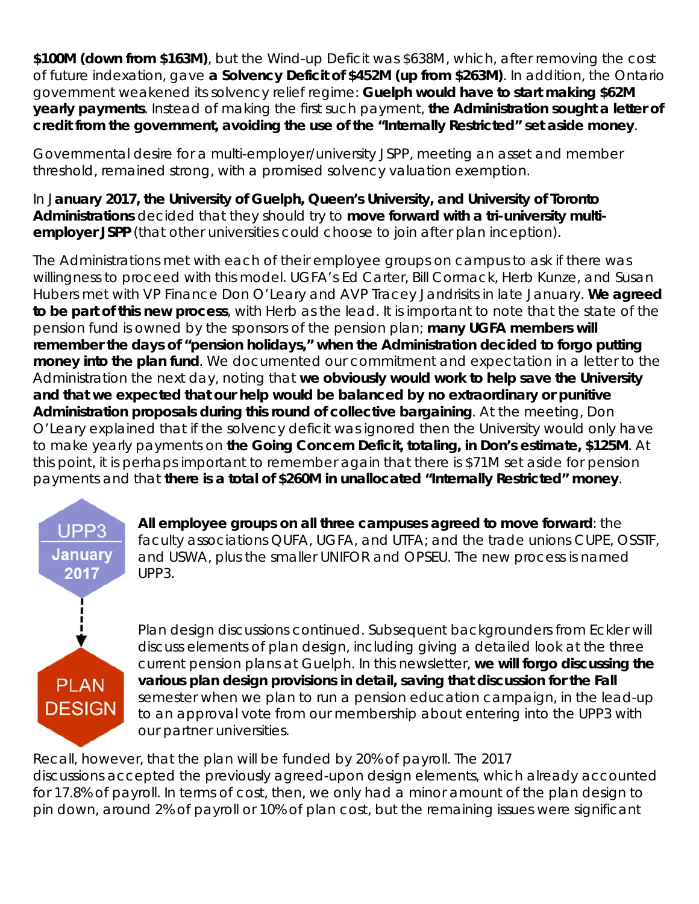**$100M (down from $163M)**, but the Wind-up Deficit was $638M, which, after removing the cost of future indexation, gave **a Solvency Deficit of $452M (up from $263M)**. In addition, the Ontario government weakened its solvency relief regime: **Guelph would have to start making $62M yearly payments**. Instead of making the first such payment, **the Administration sought a letter of credit from the government, avoiding the use of the "Internally Restricted" set aside money**.

Governmental desire for a multi-employer/university JSPP, meeting an asset and member threshold, remained strong, with a promised solvency valuation exemption.

In J**anuary 2017, the University of Guelph, Queen's University, and University of Toronto Administrations** decided that they should try to **move forward with a tri-university multi-employer JSPP** (that other universities could choose to join after plan inception).

The Administrations met with each of their employee groups on campus to ask if there was willingness to proceed with this model. UGFA's Ed Carter, Bill Cormack, Herb Kunze, and Susan Hubers met with VP Finance Don O'Leary and AVP Tracey Jandrisits in late January. **We agreed to be part of this new process**, with Herb as the lead. It is important to note that the state of the pension fund is owned by the sponsors of the pension plan; **many UGFA members will remember the days of "pension holidays," when the Administration decided to forgo putting money into the plan fund**. We documented our commitment and expectation in a letter to the Administration the next day, noting that **we obviously would work to help save the University and that we expected that our help would be balanced by no extraordinary or punitive Administration proposals during this round of collective bargaining**. At the meeting, Don O'Leary explained that if the solvency deficit was ignored then the University would only have to make yearly payments on **the Going Concern Deficit, totaling, in Don's estimate, $125M**. At this point, it is perhaps important to remember again that there is $71M set aside for pension payments and that **there is a total of $260M in unallocated "Internally Restricted" money**.

UPP3 January 2017

**All employee groups on all three campuses agreed to move forward**: the faculty associations QUFA, UGFA, and UTFA; and the trade unions CUPE, OSSTF, and USWA, plus the smaller UNIFOR and OPSEU. The new process is named UPP3.

PLAN DESIGN

Plan design discussions continued. Subsequent backgrounders from Eckler will discuss elements of plan design, including giving a detailed look at the three current pension plans at Guelph. In this newsletter, **we will forgo discussing the various plan design provisions in detail, saving that discussion for the Fall** semester when we plan to run a pension education campaign, in the lead-up to an approval vote from our membership about entering into the UPP3 with our partner universities.

Recall, however, that the plan will be funded by 20% of payroll. The 2017 discussions accepted the previously agreed-upon design elements, which already accounted for 17.8% of payroll. In terms of cost, then, we only had a minor amount of the plan design to pin down, around 2% of payroll or 10% of plan cost, but the remaining issues were significant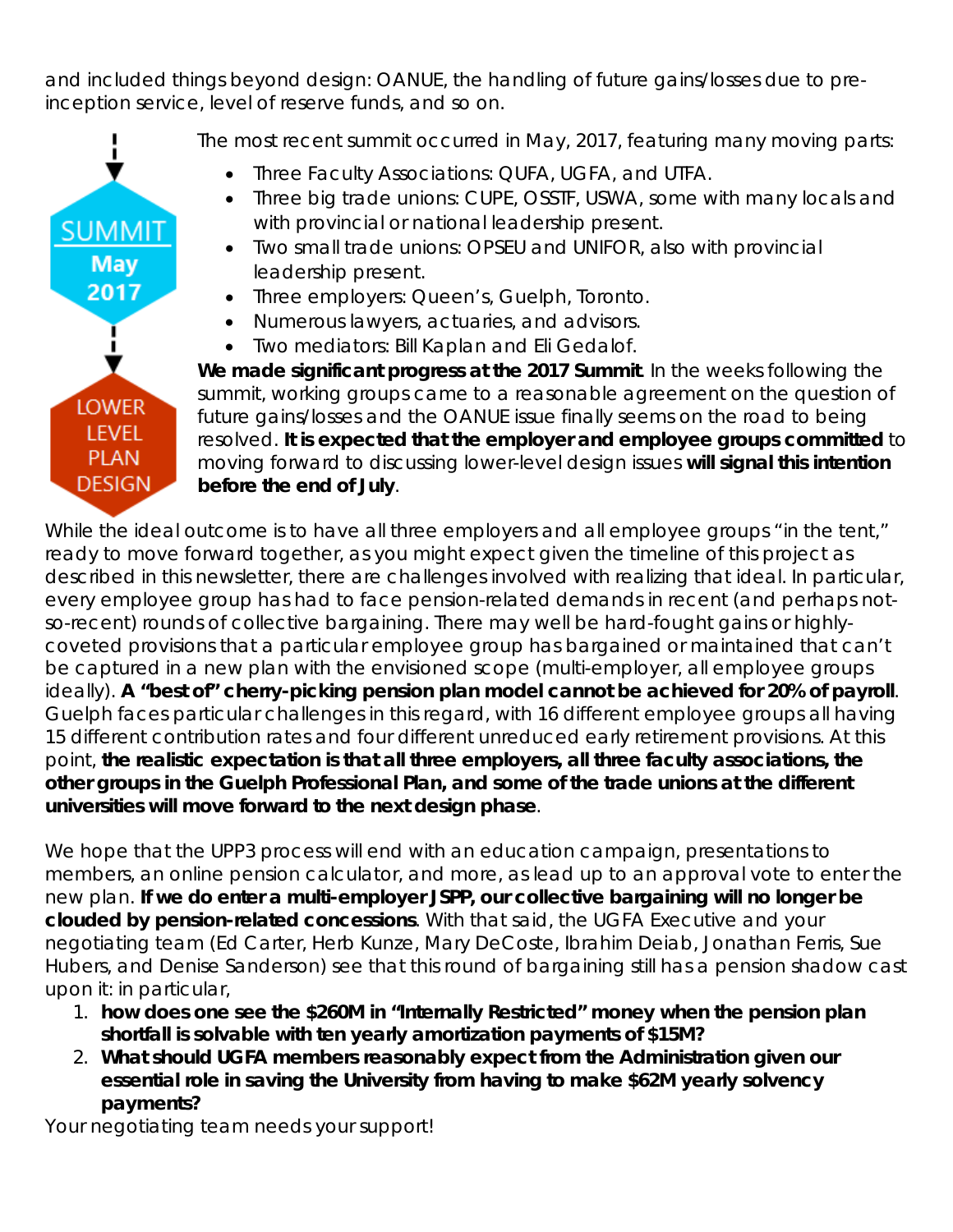and included things beyond design: OANUE, the handling of future gains/losses due to pre-inception service, level of reserve funds, and so on.

SUMMIT May 2017

LOWER LEVEL PLAN DESIGN

The most recent summit occurred in May, 2017, featuring many moving parts:

- Three Faculty Associations: QUFA, UGFA, and UTFA.
- Three big trade unions: CUPE, OSSTF, USWA, some with many locals and with provincial or national leadership present.
- Two small trade unions: OPSEU and UNIFOR, also with provincial leadership present.
- Three employers: Queen's, Guelph, Toronto.
- Numerous lawyers, actuaries, and advisors.
- Two mediators: Bill Kaplan and Eli Gedalof.

**We made significant progress at the 2017 Summit**. In the weeks following the summit, working groups came to a reasonable agreement on the question of future gains/losses and the OANUE issue finally seems on the road to being resolved. **It is expected that the employer and employee groups committed** to moving forward to discussing lower-level design issues **will signal this intention before the end of July**.

While the ideal outcome is to have all three employers and all employee groups "in the tent," ready to move forward together, as you might expect given the timeline of this project as described in this newsletter, there are challenges involved with realizing that ideal. In particular, every employee group has had to face pension-related demands in recent (and perhaps not-so-recent) rounds of collective bargaining. There may well be hard-fought gains or highly-coveted provisions that a particular employee group has bargained or maintained that can't be captured in a new plan with the envisioned scope (multi-employer, all employee groups ideally). **A "best of" cherry-picking pension plan model cannot be achieved for 20% of payroll**. Guelph faces particular challenges in this regard, with 16 different employee groups all having 15 different contribution rates and four different unreduced early retirement provisions. At this point, **the realistic expectation is that all three employers, all three faculty associations, the other groups in the Guelph Professional Plan, and some of the trade unions at the different universities will move forward to the next design phase**.

We hope that the UPP3 process will end with an education campaign, presentations to members, an online pension calculator, and more, as lead up to an approval vote to enter the new plan. **If we do enter a multi-employer JSPP, our collective bargaining will no longer be clouded by pension-related concessions**. With that said, the UGFA Executive and your negotiating team (Ed Carter, Herb Kunze, Mary DeCoste, Ibrahim Deiab, Jonathan Ferris, Sue Hubers, and Denise Sanderson) see that this round of bargaining still has a pension shadow cast upon it: in particular,

1. **how does one see the $260M in "Internally Restricted" money when the pension plan shortfall is solvable with ten yearly amortization payments of $15M?**
2. **What should UGFA members reasonably expect from the Administration given our essential role in saving the University from having to make $62M yearly solvency payments?**

Your negotiating team needs your support!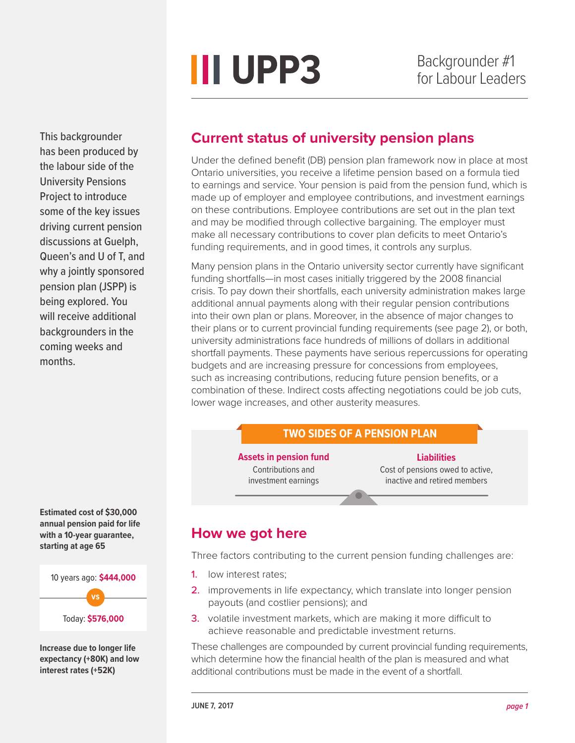# UPP3

Backgrounder #1 for Labour Leaders

This backgrounder has been produced by the labour side of the University Pensions Project to introduce some of the key issues driving current pension discussions at Guelph, Queen's and U of T, and why a jointly sponsored pension plan (JSPP) is being explored. You will receive additional backgrounders in the coming weeks and months.

## Current status of university pension plans

Under the defined benefit (DB) pension plan framework now in place at most Ontario universities, you receive a lifetime pension based on a formula tied to earnings and service. Your pension is paid from the pension fund, which is made up of employer and employee contributions, and investment earnings on these contributions. Employee contributions are set out in the plan text and may be modified through collective bargaining. The employer must make all necessary contributions to cover plan deficits to meet Ontario's funding requirements, and in good times, it controls any surplus.

Many pension plans in the Ontario university sector currently have significant funding shortfalls—in most cases initially triggered by the 2008 financial crisis. To pay down their shortfalls, each university administration makes large additional annual payments along with their regular pension contributions into their own plan or plans. Moreover, in the absence of major changes to their plans or to current provincial funding requirements (see page 2), or both, university administrations face hundreds of millions of dollars in additional shortfall payments. These payments have serious repercussions for operating budgets and are increasing pressure for concessions from employees, such as increasing contributions, reducing future pension benefits, or a combination of these. Indirect costs affecting negotiations could be job cuts, lower wage increases, and other austerity measures.

**TWO SIDES OF A PENSION PLAN**

| **Assets in pension fund** | **Liabilities** |
| --- | --- |
| Contributions and investment earnings | Cost of pensions owed to active, inactive and retired members |

**Estimated cost of $30,000 annual pension paid for life with a 10-year guarantee, starting at age 65**

10 years ago: **$444,000**

vs

Today: **$576,000**

**Increase due to longer life expectancy (+80K) and low interest rates (+52K)**

## How we got here

Three factors contributing to the current pension funding challenges are:

1. low interest rates;
2. improvements in life expectancy, which translate into longer pension payouts (and costlier pensions); and
3. volatile investment markets, which are making it more difficult to achieve reasonable and predictable investment returns.

These challenges are compounded by current provincial funding requirements, which determine how the financial health of the plan is measured and what additional contributions must be made in the event of a shortfall.

JUNE 7, 2017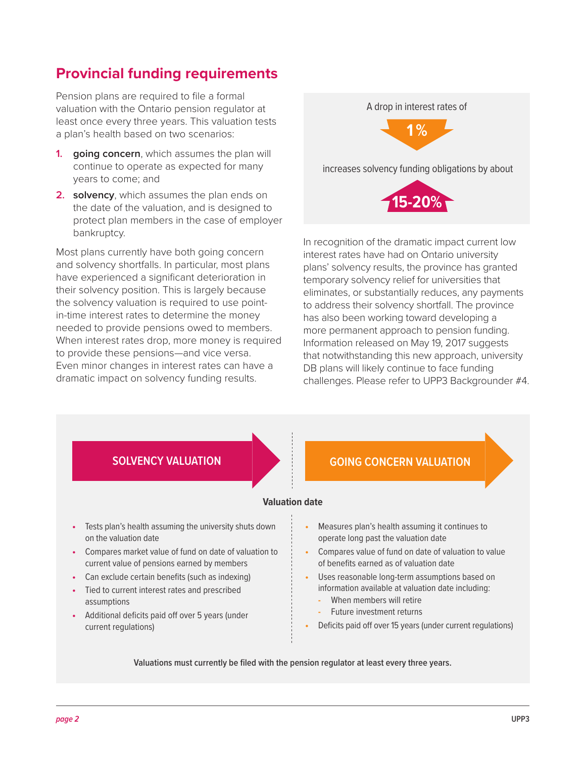## Provincial funding requirements

Pension plans are required to file a formal valuation with the Ontario pension regulator at least once every three years. This valuation tests a plan's health based on two scenarios:

1. **going concern**, which assumes the plan will continue to operate as expected for many years to come; and
2. **solvency**, which assumes the plan ends on the date of the valuation, and is designed to protect plan members in the case of employer bankruptcy.

Most plans currently have both going concern and solvency shortfalls. In particular, most plans have experienced a significant deterioration in their solvency position. This is largely because the solvency valuation is required to use point-in-time interest rates to determine the money needed to provide pensions owed to members. When interest rates drop, more money is required to provide these pensions—and vice versa. Even minor changes in interest rates can have a dramatic impact on solvency funding results.

A drop in interest rates of **1%** increases solvency funding obligations by about **15-20%**

In recognition of the dramatic impact current low interest rates have had on Ontario university plans' solvency results, the province has granted temporary solvency relief for universities that eliminates, or substantially reduces, any payments to address their solvency shortfall. The province has also been working toward developing a more permanent approach to pension funding. Information released on May 19, 2017 suggests that notwithstanding this new approach, university DB plans will likely continue to face funding challenges. Please refer to UPP3 Backgrounder #4.

**SOLVENCY VALUATION** | **GOING CONCERN VALUATION**

**Valuation date**

**Solvency valuation**

- Tests plan's health assuming the university shuts down on the valuation date
- Compares market value of fund on date of valuation to current value of pensions earned by members
- Can exclude certain benefits (such as indexing)
- Tied to current interest rates and prescribed assumptions
- Additional deficits paid off over 5 years (under current regulations)

**Going concern valuation**

- Measures plan's health assuming it continues to operate long past the valuation date
- Compares value of fund on date of valuation to value of benefits earned as of valuation date
- Uses reasonable long-term assumptions based on information available at valuation date including:
  - When members will retire
  - Future investment returns
- Deficits paid off over 15 years (under current regulations)

**Valuations must currently be filed with the pension regulator at least every three years.**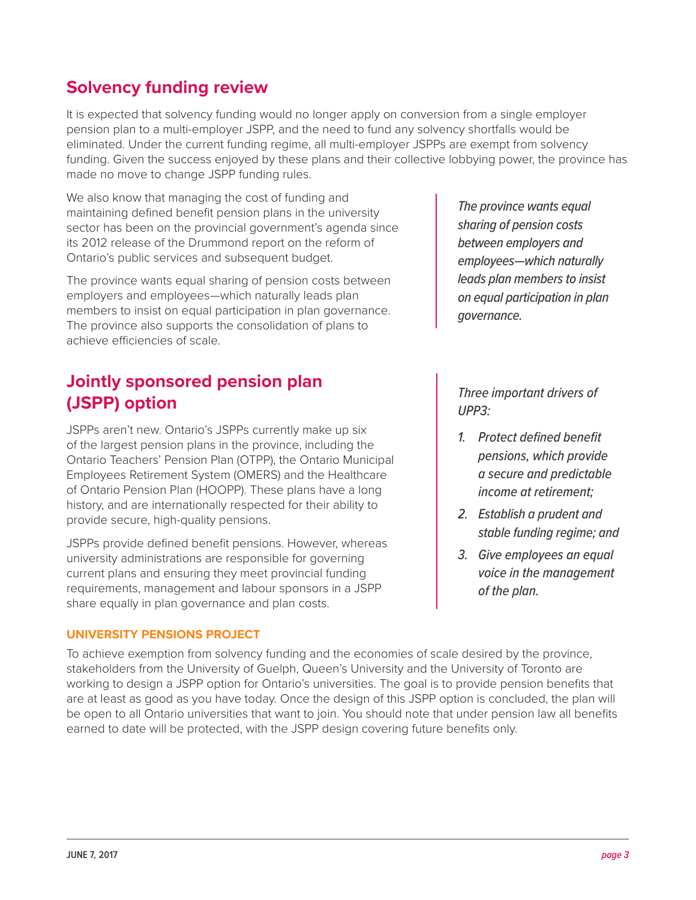## Solvency funding review

It is expected that solvency funding would no longer apply on conversion from a single employer pension plan to a multi-employer JSPP, and the need to fund any solvency shortfalls would be eliminated. Under the current funding regime, all multi-employer JSPPs are exempt from solvency funding. Given the success enjoyed by these plans and their collective lobbying power, the province has made no move to change JSPP funding rules.

We also know that managing the cost of funding and maintaining defined benefit pension plans in the university sector has been on the provincial government's agenda since its 2012 release of the Drummond report on the reform of Ontario's public services and subsequent budget.

The province wants equal sharing of pension costs between employers and employees—which naturally leads plan members to insist on equal participation in plan governance. The province also supports the consolidation of plans to achieve efficiencies of scale.

> *The province wants equal sharing of pension costs between employers and employees—which naturally leads plan members to insist on equal participation in plan governance.*

## Jointly sponsored pension plan (JSPP) option

JSPPs aren't new. Ontario's JSPPs currently make up six of the largest pension plans in the province, including the Ontario Teachers' Pension Plan (OTPP), the Ontario Municipal Employees Retirement System (OMERS) and the Healthcare of Ontario Pension Plan (HOOPP). These plans have a long history, and are internationally respected for their ability to provide secure, high-quality pensions.

JSPPs provide defined benefit pensions. However, whereas university administrations are responsible for governing current plans and ensuring they meet provincial funding requirements, management and labour sponsors in a JSPP share equally in plan governance and plan costs.

> *Three important drivers of UPP3:*
>
> 1. *Protect defined benefit pensions, which provide a secure and predictable income at retirement;*
> 2. *Establish a prudent and stable funding regime; and*
> 3. *Give employees an equal voice in the management of the plan.*

### UNIVERSITY PENSIONS PROJECT

To achieve exemption from solvency funding and the economies of scale desired by the province, stakeholders from the University of Guelph, Queen's University and the University of Toronto are working to design a JSPP option for Ontario's universities. The goal is to provide pension benefits that are at least as good as you have today. Once the design of this JSPP option is concluded, the plan will be open to all Ontario universities that want to join. You should note that under pension law all benefits earned to date will be protected, with the JSPP design covering future benefits only.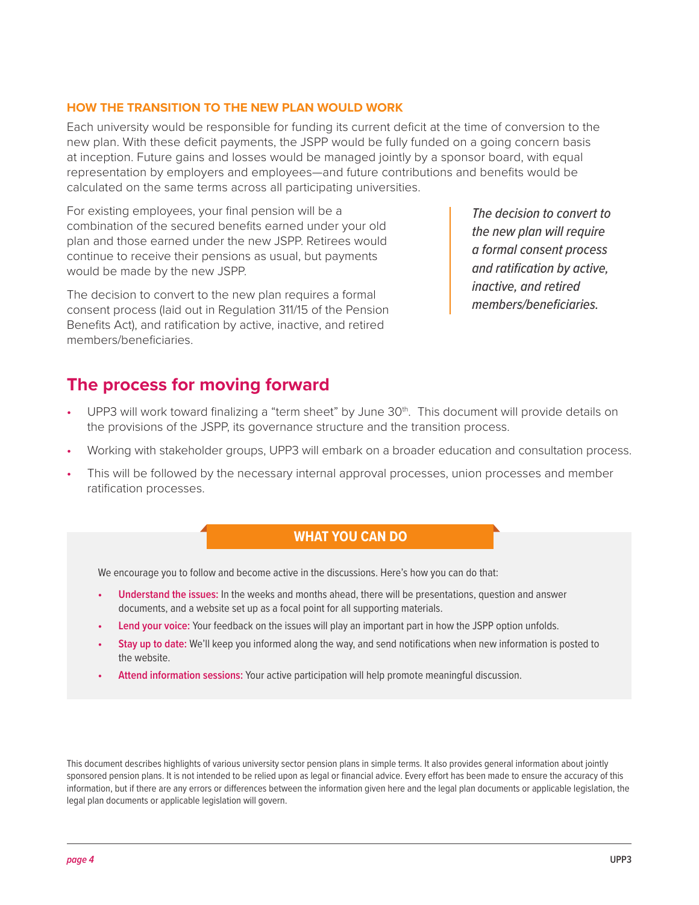### HOW THE TRANSITION TO THE NEW PLAN WOULD WORK

Each university would be responsible for funding its current deficit at the time of conversion to the new plan. With these deficit payments, the JSPP would be fully funded on a going concern basis at inception. Future gains and losses would be managed jointly by a sponsor board, with equal representation by employers and employees—and future contributions and benefits would be calculated on the same terms across all participating universities.

For existing employees, your final pension will be a combination of the secured benefits earned under your old plan and those earned under the new JSPP. Retirees would continue to receive their pensions as usual, but payments would be made by the new JSPP.

The decision to convert to the new plan requires a formal consent process (laid out in Regulation 311/15 of the Pension Benefits Act), and ratification by active, inactive, and retired members/beneficiaries.

*The decision to convert to the new plan will require a formal consent process and ratification by active, inactive, and retired members/beneficiaries.*

## The process for moving forward

- UPP3 will work toward finalizing a "term sheet" by June 30th. This document will provide details on the provisions of the JSPP, its governance structure and the transition process.
- Working with stakeholder groups, UPP3 will embark on a broader education and consultation process.
- This will be followed by the necessary internal approval processes, union processes and member ratification processes.

### WHAT YOU CAN DO

We encourage you to follow and become active in the discussions. Here's how you can do that:

- **Understand the issues:** In the weeks and months ahead, there will be presentations, question and answer documents, and a website set up as a focal point for all supporting materials.
- **Lend your voice:** Your feedback on the issues will play an important part in how the JSPP option unfolds.
- **Stay up to date:** We'll keep you informed along the way, and send notifications when new information is posted to the website.
- **Attend information sessions:** Your active participation will help promote meaningful discussion.

This document describes highlights of various university sector pension plans in simple terms. It also provides general information about jointly sponsored pension plans. It is not intended to be relied upon as legal or financial advice. Every effort has been made to ensure the accuracy of this information, but if there are any errors or differences between the information given here and the legal plan documents or applicable legislation, the legal plan documents or applicable legislation will govern.